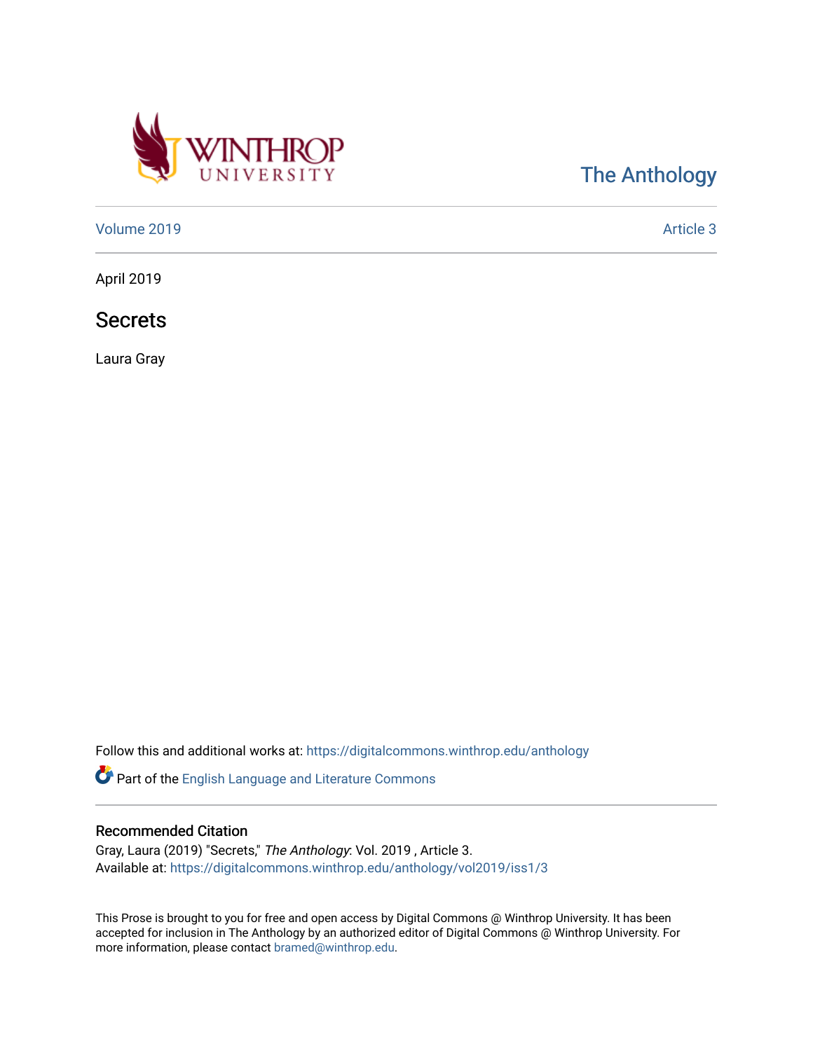The Anthology

Volume 2019 Article 3

April 2019

# Secrets

Laura Gray

Follow this and additional works at: https://digitalcommons.winthrop.edu/anthology

Part of the English Language and Literature Commons

## Recommended Citation

Gray, Laura (2019) "Secrets," *The Anthology*: Vol. 2019 , Article 3.
Available at: https://digitalcommons.winthrop.edu/anthology/vol2019/iss1/3

This Prose is brought to you for free and open access by Digital Commons @ Winthrop University. It has been accepted for inclusion in The Anthology by an authorized editor of Digital Commons @ Winthrop University. For more information, please contact bramed@winthrop.edu.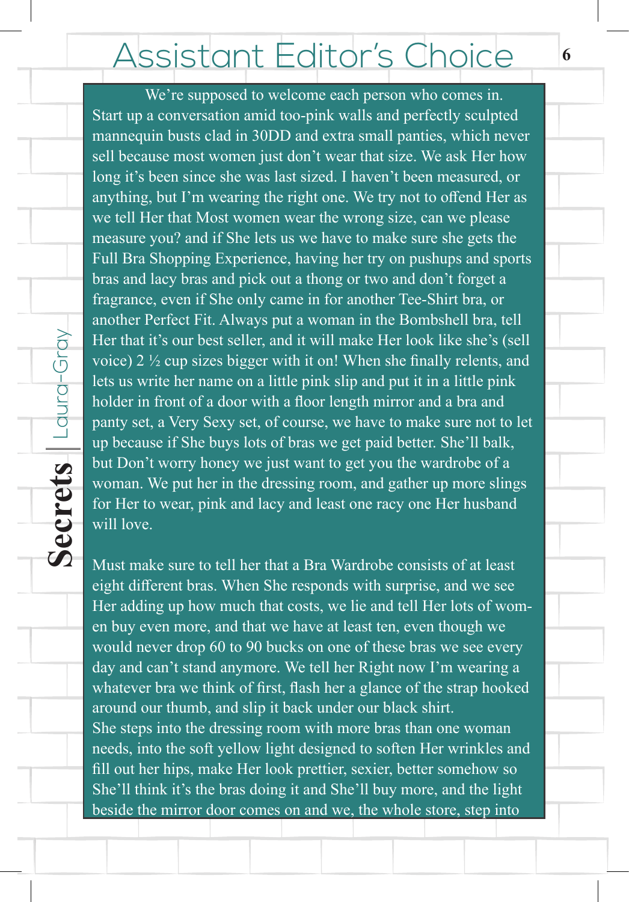# Assistant Editor's Choice

**Secrets** | Laura-Gray

We're supposed to welcome each person who comes in. Start up a conversation amid too-pink walls and perfectly sculpted mannequin busts clad in 30DD and extra small panties, which never sell because most women just don't wear that size. We ask Her how long it's been since she was last sized. I haven't been measured, or anything, but I'm wearing the right one. We try not to offend Her as we tell Her that Most women wear the wrong size, can we please measure you? and if She lets us we have to make sure she gets the Full Bra Shopping Experience, having her try on pushups and sports bras and lacy bras and pick out a thong or two and don't forget a fragrance, even if She only came in for another Tee-Shirt bra, or another Perfect Fit. Always put a woman in the Bombshell bra, tell Her that it's our best seller, and it will make Her look like she's (sell voice) 2 ½ cup sizes bigger with it on! When she finally relents, and lets us write her name on a little pink slip and put it in a little pink holder in front of a door with a floor length mirror and a bra and panty set, a Very Sexy set, of course, we have to make sure not to let up because if She buys lots of bras we get paid better. She'll balk, but Don't worry honey we just want to get you the wardrobe of a woman. We put her in the dressing room, and gather up more slings for Her to wear, pink and lacy and least one racy one Her husband will love.

Must make sure to tell her that a Bra Wardrobe consists of at least eight different bras. When She responds with surprise, and we see Her adding up how much that costs, we lie and tell Her lots of women buy even more, and that we have at least ten, even though we would never drop 60 to 90 bucks on one of these bras we see every day and can't stand anymore. We tell her Right now I'm wearing a whatever bra we think of first, flash her a glance of the strap hooked around our thumb, and slip it back under our black shirt.
She steps into the dressing room with more bras than one woman needs, into the soft yellow light designed to soften Her wrinkles and fill out her hips, make Her look prettier, sexier, better somehow so She'll think it's the bras doing it and She'll buy more, and the light beside the mirror door comes on and we, the whole store, step into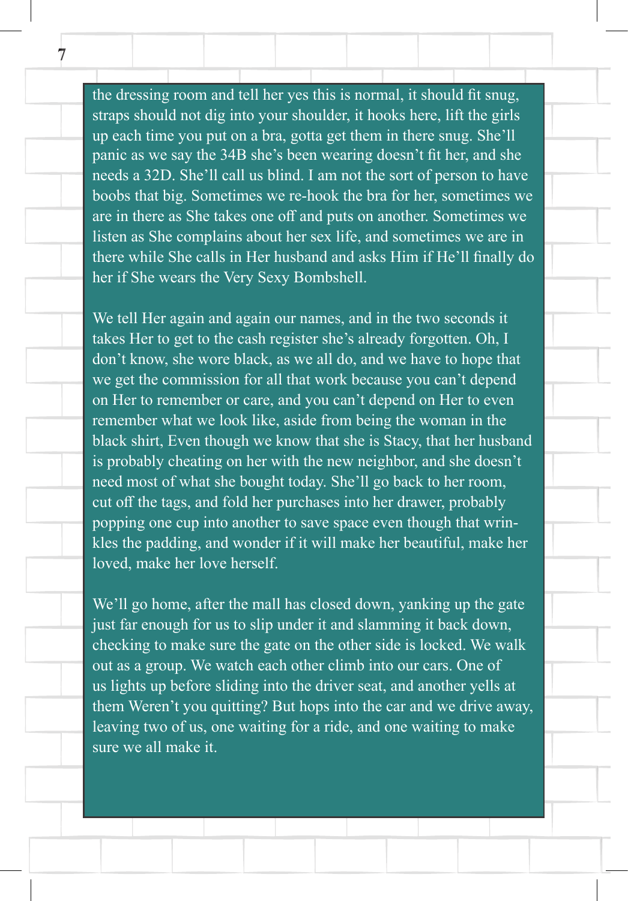the dressing room and tell her yes this is normal, it should fit snug, straps should not dig into your shoulder, it hooks here, lift the girls up each time you put on a bra, gotta get them in there snug. She'll panic as we say the 34B she's been wearing doesn't fit her, and she needs a 32D. She'll call us blind. I am not the sort of person to have boobs that big. Sometimes we re-hook the bra for her, sometimes we are in there as She takes one off and puts on another. Sometimes we listen as She complains about her sex life, and sometimes we are in there while She calls in Her husband and asks Him if He'll finally do her if She wears the Very Sexy Bombshell.

We tell Her again and again our names, and in the two seconds it takes Her to get to the cash register she's already forgotten. Oh, I don't know, she wore black, as we all do, and we have to hope that we get the commission for all that work because you can't depend on Her to remember or care, and you can't depend on Her to even remember what we look like, aside from being the woman in the black shirt, Even though we know that she is Stacy, that her husband is probably cheating on her with the new neighbor, and she doesn't need most of what she bought today. She'll go back to her room, cut off the tags, and fold her purchases into her drawer, probably popping one cup into another to save space even though that wrinkles the padding, and wonder if it will make her beautiful, make her loved, make her love herself.

We'll go home, after the mall has closed down, yanking up the gate just far enough for us to slip under it and slamming it back down, checking to make sure the gate on the other side is locked. We walk out as a group. We watch each other climb into our cars. One of us lights up before sliding into the driver seat, and another yells at them Weren't you quitting? But hops into the car and we drive away, leaving two of us, one waiting for a ride, and one waiting to make sure we all make it.